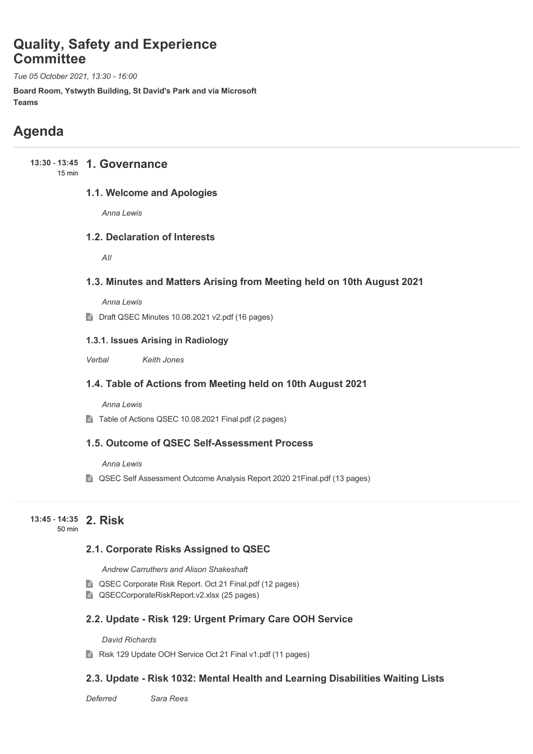# Quality, Safety and Experience Committee

*Tue 05 October 2021, 13:30 - 16:00*

**Board Room, Ystwyth Building, St David's Park and via Microsoft Teams**

# Agenda

**13:30 - 13:45** 15 min

## 1. Governance

### 1.1. Welcome and Apologies

*Anna Lewis*

### 1.2. Declaration of Interests

*All*

### 1.3. Minutes and Matters Arising from Meeting held on 10th August 2021

*Anna Lewis*

Draft QSEC Minutes 10.08.2021 v2.pdf (16 pages)

#### 1.3.1. Issues Arising in Radiology

*Verbal* *Keith Jones*

### 1.4. Table of Actions from Meeting held on 10th August 2021

*Anna Lewis*

Table of Actions QSEC 10.08.2021 Final.pdf (2 pages)

### 1.5. Outcome of QSEC Self-Assessment Process

*Anna Lewis*

QSEC Self Assessment Outcome Analysis Report 2020 21Final.pdf (13 pages)

**13:45 - 14:35** 50 min

## 2. Risk

### 2.1. Corporate Risks Assigned to QSEC

*Andrew Carruthers and Alison Shakeshaft*

QSEC Corporate Risk Report. Oct 21 Final.pdf (12 pages)

QSECCorporateRiskReport.v2.xlsx (25 pages)

### 2.2. Update - Risk 129: Urgent Primary Care OOH Service

*David Richards*

Risk 129 Update OOH Service Oct 21 Final v1.pdf (11 pages)

### 2.3. Update - Risk 1032: Mental Health and Learning Disabilities Waiting Lists

*Deferred* *Sara Rees*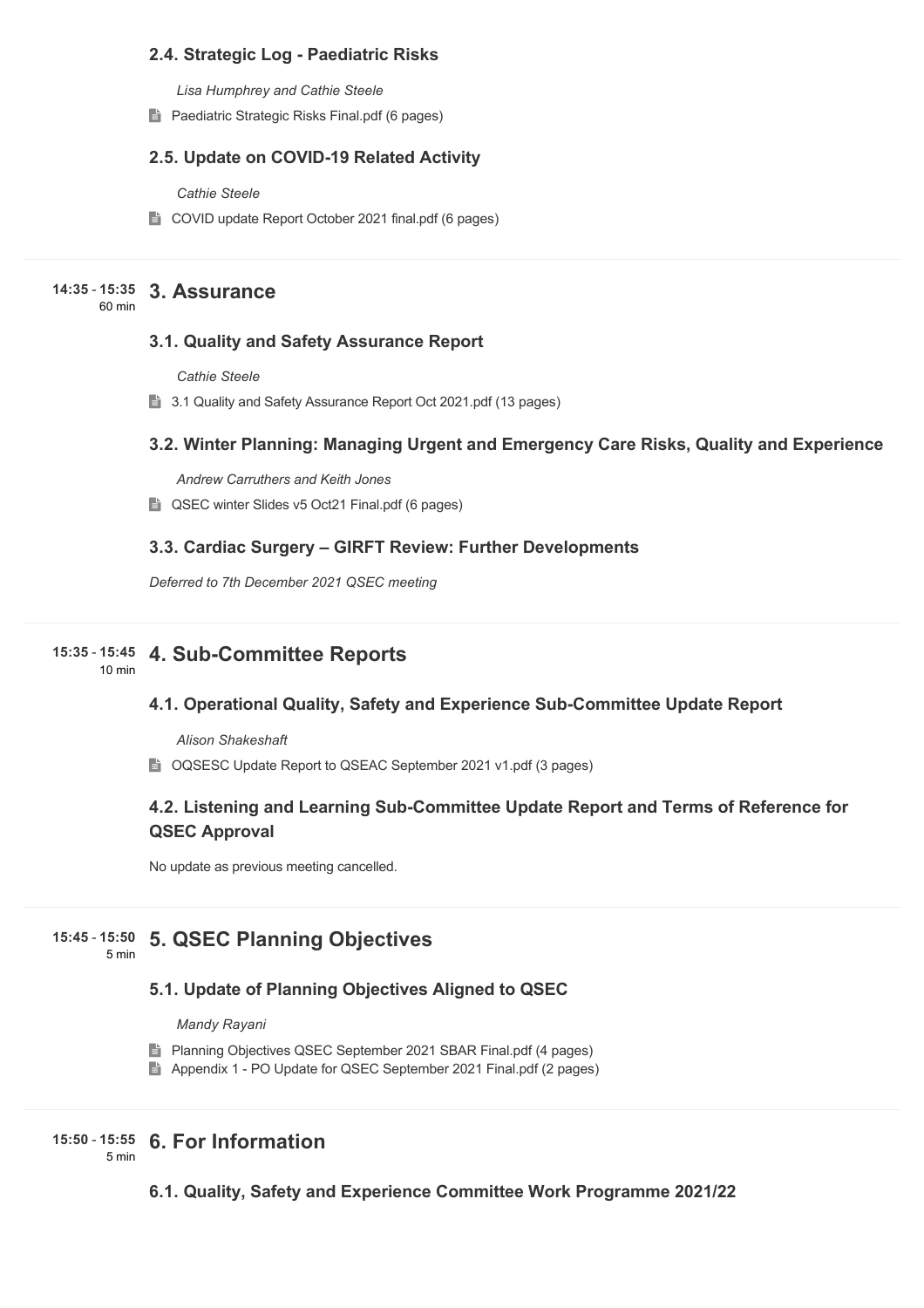### 2.4. Strategic Log - Paediatric Risks

*Lisa Humphrey and Cathie Steele*

Paediatric Strategic Risks Final.pdf (6 pages)

### 2.5. Update on COVID-19 Related Activity

*Cathie Steele*

COVID update Report October 2021 final.pdf (6 pages)

## 14:35 - 15:35 (60 min) 3. Assurance

### 3.1. Quality and Safety Assurance Report

*Cathie Steele*

3.1 Quality and Safety Assurance Report Oct 2021.pdf (13 pages)

### 3.2. Winter Planning: Managing Urgent and Emergency Care Risks, Quality and Experience

*Andrew Carruthers and Keith Jones*

QSEC winter Slides v5 Oct21 Final.pdf (6 pages)

### 3.3. Cardiac Surgery – GIRFT Review: Further Developments

*Deferred to 7th December 2021 QSEC meeting*

## 15:35 - 15:45 (10 min) 4. Sub-Committee Reports

### 4.1. Operational Quality, Safety and Experience Sub-Committee Update Report

*Alison Shakeshaft*

OQSESC Update Report to QSEAC September 2021 v1.pdf (3 pages)

### 4.2. Listening and Learning Sub-Committee Update Report and Terms of Reference for QSEC Approval

No update as previous meeting cancelled.

## 15:45 - 15:50 (5 min) 5. QSEC Planning Objectives

### 5.1. Update of Planning Objectives Aligned to QSEC

*Mandy Rayani*

Planning Objectives QSEC September 2021 SBAR Final.pdf (4 pages)

Appendix 1 - PO Update for QSEC September 2021 Final.pdf (2 pages)

## 15:50 - 15:55 (5 min) 6. For Information

### 6.1. Quality, Safety and Experience Committee Work Programme 2021/22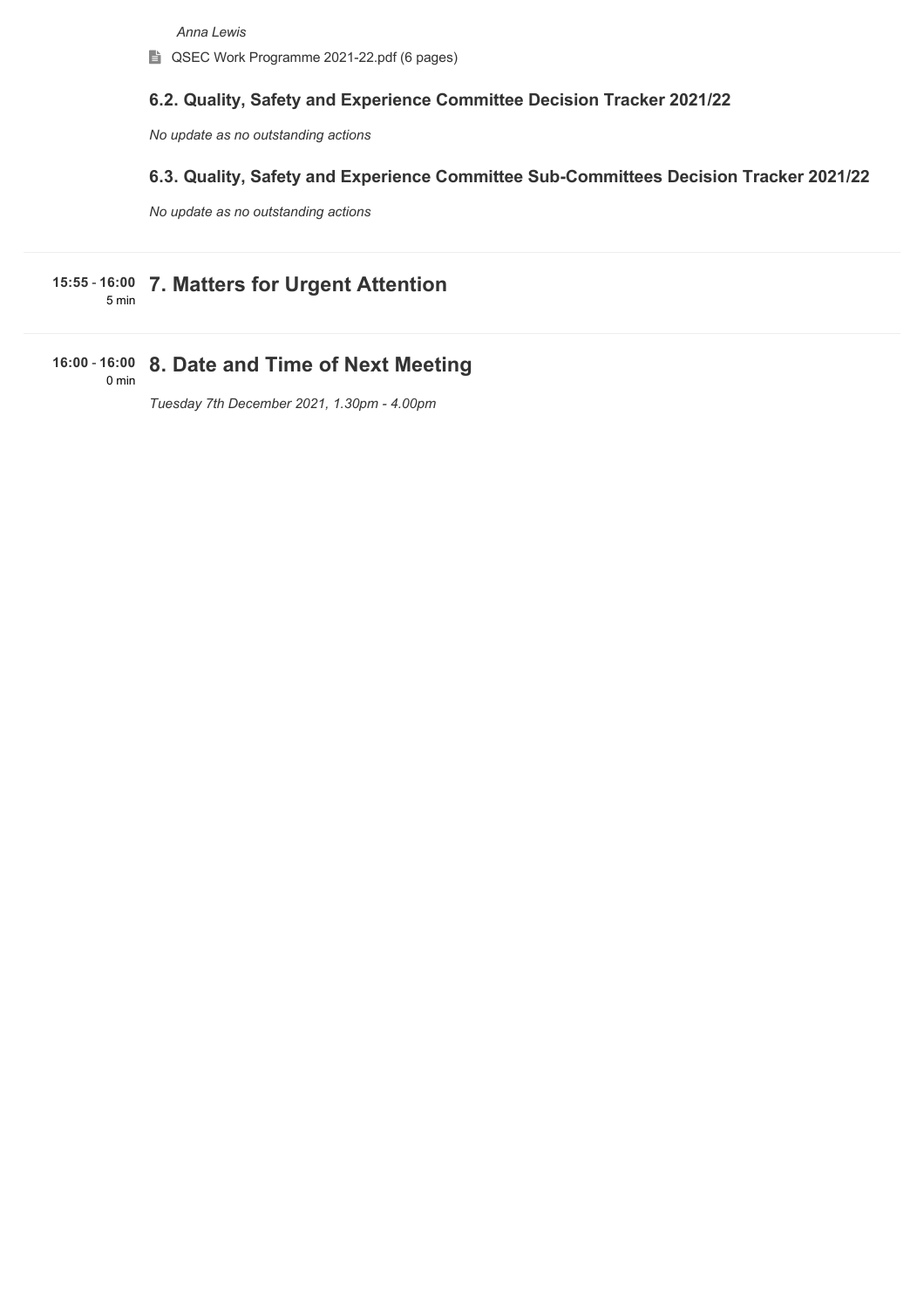*Anna Lewis*

QSEC Work Programme 2021-22.pdf (6 pages)

### 6.2. Quality, Safety and Experience Committee Decision Tracker 2021/22

*No update as no outstanding actions*

### 6.3. Quality, Safety and Experience Committee Sub-Committees Decision Tracker 2021/22

*No update as no outstanding actions*

---

**15:55 - 16:00**
5 min

## 7. Matters for Urgent Attention

---

**16:00 - 16:00**
0 min

## 8. Date and Time of Next Meeting

*Tuesday 7th December 2021, 1.30pm - 4.00pm*